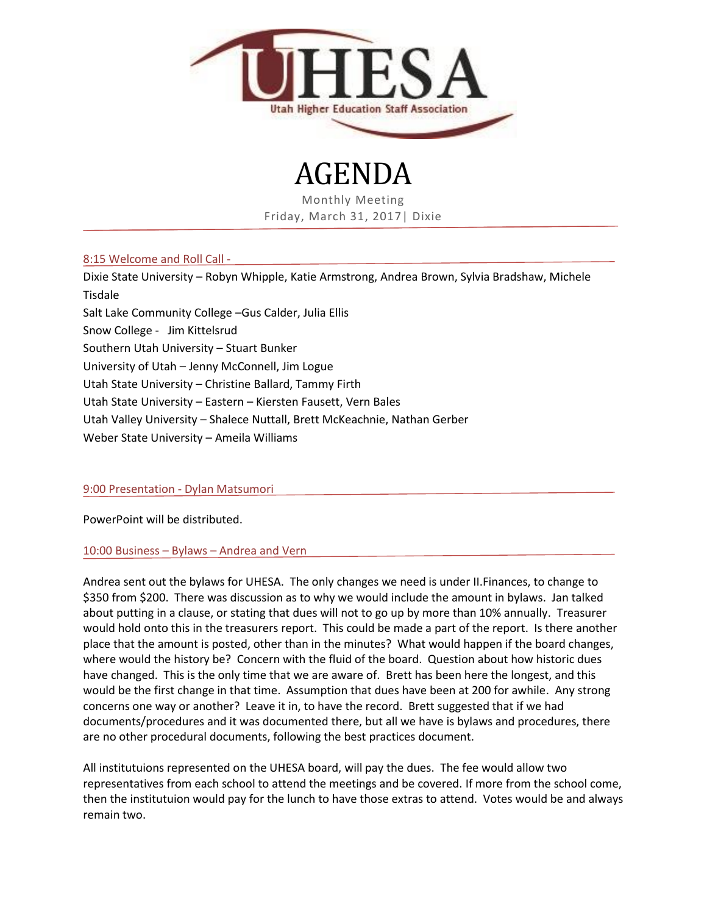UHESA
Utah Higher Education Staff Association

# AGENDA

Monthly Meeting
Friday, March 31, 2017| Dixie

## 8:15 Welcome and Roll Call -

Dixie State University – Robyn Whipple, Katie Armstrong, Andrea Brown, Sylvia Bradshaw, Michele Tisdale
Salt Lake Community College –Gus Calder, Julia Ellis
Snow College - Jim Kittelsrud
Southern Utah University – Stuart Bunker
University of Utah – Jenny McConnell, Jim Logue
Utah State University – Christine Ballard, Tammy Firth
Utah State University – Eastern – Kiersten Fausett, Vern Bales
Utah Valley University – Shalece Nuttall, Brett McKeachnie, Nathan Gerber
Weber State University – Ameila Williams

## 9:00 Presentation - Dylan Matsumori

PowerPoint will be distributed.

## 10:00 Business – Bylaws – Andrea and Vern

Andrea sent out the bylaws for UHESA. The only changes we need is under II.Finances, to change to $350 from $200. There was discussion as to why we would include the amount in bylaws. Jan talked about putting in a clause, or stating that dues will not to go up by more than 10% annually. Treasurer would hold onto this in the treasurers report. This could be made a part of the report. Is there another place that the amount is posted, other than in the minutes? What would happen if the board changes, where would the history be? Concern with the fluid of the board. Question about how historic dues have changed. This is the only time that we are aware of. Brett has been here the longest, and this would be the first change in that time. Assumption that dues have been at 200 for awhile. Any strong concerns one way or another? Leave it in, to have the record. Brett suggested that if we had documents/procedures and it was documented there, but all we have is bylaws and procedures, there are no other procedural documents, following the best practices document.

All instituituions represented on the UHESA board, will pay the dues. The fee would allow two representatives from each school to attend the meetings and be covered. If more from the school come, then the institutuion would pay for the lunch to have those extras to attend. Votes would be and always remain two.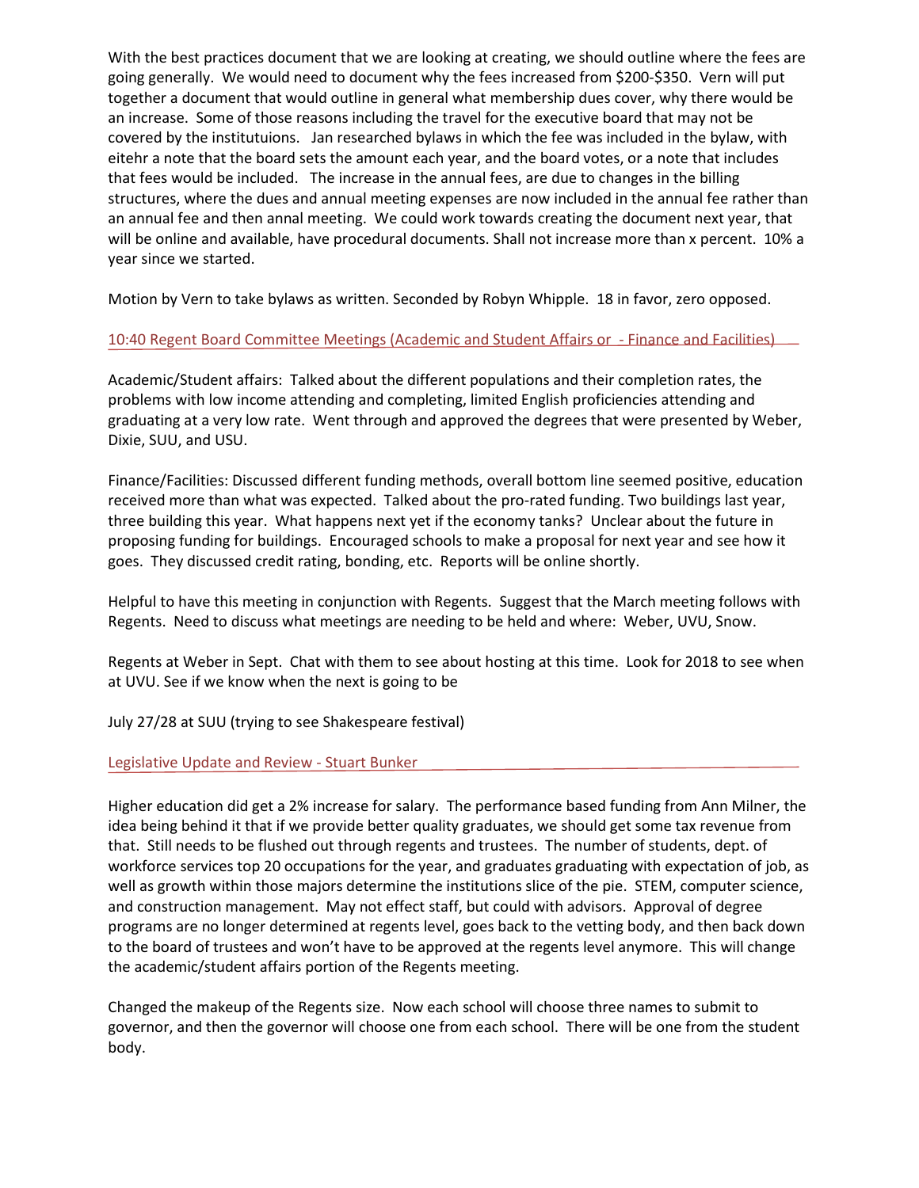With the best practices document that we are looking at creating, we should outline where the fees are going generally. We would need to document why the fees increased from $200-$350. Vern will put together a document that would outline in general what membership dues cover, why there would be an increase. Some of those reasons including the travel for the executive board that may not be covered by the institutuions. Jan researched bylaws in which the fee was included in the bylaw, with eitehr a note that the board sets the amount each year, and the board votes, or a note that includes that fees would be included. The increase in the annual fees, are due to changes in the billing structures, where the dues and annual meeting expenses are now included in the annual fee rather than an annual fee and then annal meeting. We could work towards creating the document next year, that will be online and available, have procedural documents. Shall not increase more than x percent. 10% a year since we started.

Motion by Vern to take bylaws as written. Seconded by Robyn Whipple. 18 in favor, zero opposed.

## 10:40 Regent Board Committee Meetings (Academic and Student Affairs or - Finance and Facilities)

Academic/Student affairs: Talked about the different populations and their completion rates, the problems with low income attending and completing, limited English proficiencies attending and graduating at a very low rate. Went through and approved the degrees that were presented by Weber, Dixie, SUU, and USU.

Finance/Facilities: Discussed different funding methods, overall bottom line seemed positive, education received more than what was expected. Talked about the pro-rated funding. Two buildings last year, three building this year. What happens next yet if the economy tanks? Unclear about the future in proposing funding for buildings. Encouraged schools to make a proposal for next year and see how it goes. They discussed credit rating, bonding, etc. Reports will be online shortly.

Helpful to have this meeting in conjunction with Regents. Suggest that the March meeting follows with Regents. Need to discuss what meetings are needing to be held and where: Weber, UVU, Snow.

Regents at Weber in Sept. Chat with them to see about hosting at this time. Look for 2018 to see when at UVU. See if we know when the next is going to be

July 27/28 at SUU (trying to see Shakespeare festival)

## Legislative Update and Review - Stuart Bunker

Higher education did get a 2% increase for salary. The performance based funding from Ann Milner, the idea being behind it that if we provide better quality graduates, we should get some tax revenue from that. Still needs to be flushed out through regents and trustees. The number of students, dept. of workforce services top 20 occupations for the year, and graduates graduating with expectation of job, as well as growth within those majors determine the institutions slice of the pie. STEM, computer science, and construction management. May not effect staff, but could with advisors. Approval of degree programs are no longer determined at regents level, goes back to the vetting body, and then back down to the board of trustees and won't have to be approved at the regents level anymore. This will change the academic/student affairs portion of the Regents meeting.

Changed the makeup of the Regents size. Now each school will choose three names to submit to governor, and then the governor will choose one from each school. There will be one from the student body.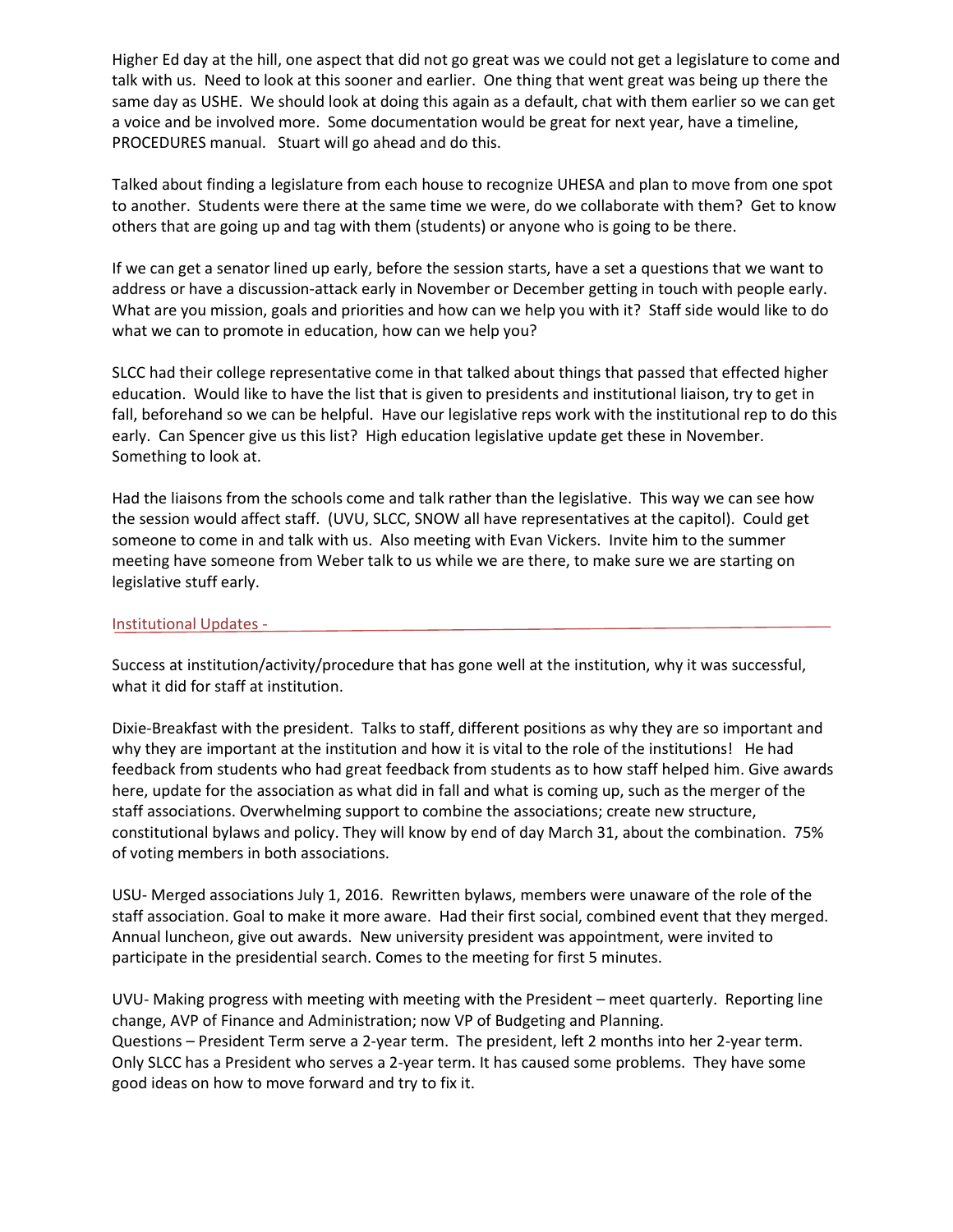Higher Ed day at the hill, one aspect that did not go great was we could not get a legislature to come and talk with us. Need to look at this sooner and earlier. One thing that went great was being up there the same day as USHE. We should look at doing this again as a default, chat with them earlier so we can get a voice and be involved more. Some documentation would be great for next year, have a timeline, PROCEDURES manual. Stuart will go ahead and do this.

Talked about finding a legislature from each house to recognize UHESA and plan to move from one spot to another. Students were there at the same time we were, do we collaborate with them? Get to know others that are going up and tag with them (students) or anyone who is going to be there.

If we can get a senator lined up early, before the session starts, have a set a questions that we want to address or have a discussion-attack early in November or December getting in touch with people early. What are you mission, goals and priorities and how can we help you with it? Staff side would like to do what we can to promote in education, how can we help you?

SLCC had their college representative come in that talked about things that passed that effected higher education. Would like to have the list that is given to presidents and institutional liaison, try to get in fall, beforehand so we can be helpful. Have our legislative reps work with the institutional rep to do this early. Can Spencer give us this list? High education legislative update get these in November. Something to look at.

Had the liaisons from the schools come and talk rather than the legislative. This way we can see how the session would affect staff. (UVU, SLCC, SNOW all have representatives at the capitol). Could get someone to come in and talk with us. Also meeting with Evan Vickers. Invite him to the summer meeting have someone from Weber talk to us while we are there, to make sure we are starting on legislative stuff early.

## Institutional Updates -

Success at institution/activity/procedure that has gone well at the institution, why it was successful, what it did for staff at institution.

Dixie-Breakfast with the president. Talks to staff, different positions as why they are so important and why they are important at the institution and how it is vital to the role of the institutions! He had feedback from students who had great feedback from students as to how staff helped him. Give awards here, update for the association as what did in fall and what is coming up, such as the merger of the staff associations. Overwhelming support to combine the associations; create new structure, constitutional bylaws and policy. They will know by end of day March 31, about the combination. 75% of voting members in both associations.

USU- Merged associations July 1, 2016. Rewritten bylaws, members were unaware of the role of the staff association. Goal to make it more aware. Had their first social, combined event that they merged. Annual luncheon, give out awards. New university president was appointment, were invited to participate in the presidential search. Comes to the meeting for first 5 minutes.

UVU- Making progress with meeting with meeting with the President – meet quarterly. Reporting line change, AVP of Finance and Administration; now VP of Budgeting and Planning.
Questions – President Term serve a 2-year term. The president, left 2 months into her 2-year term. Only SLCC has a President who serves a 2-year term. It has caused some problems. They have some good ideas on how to move forward and try to fix it.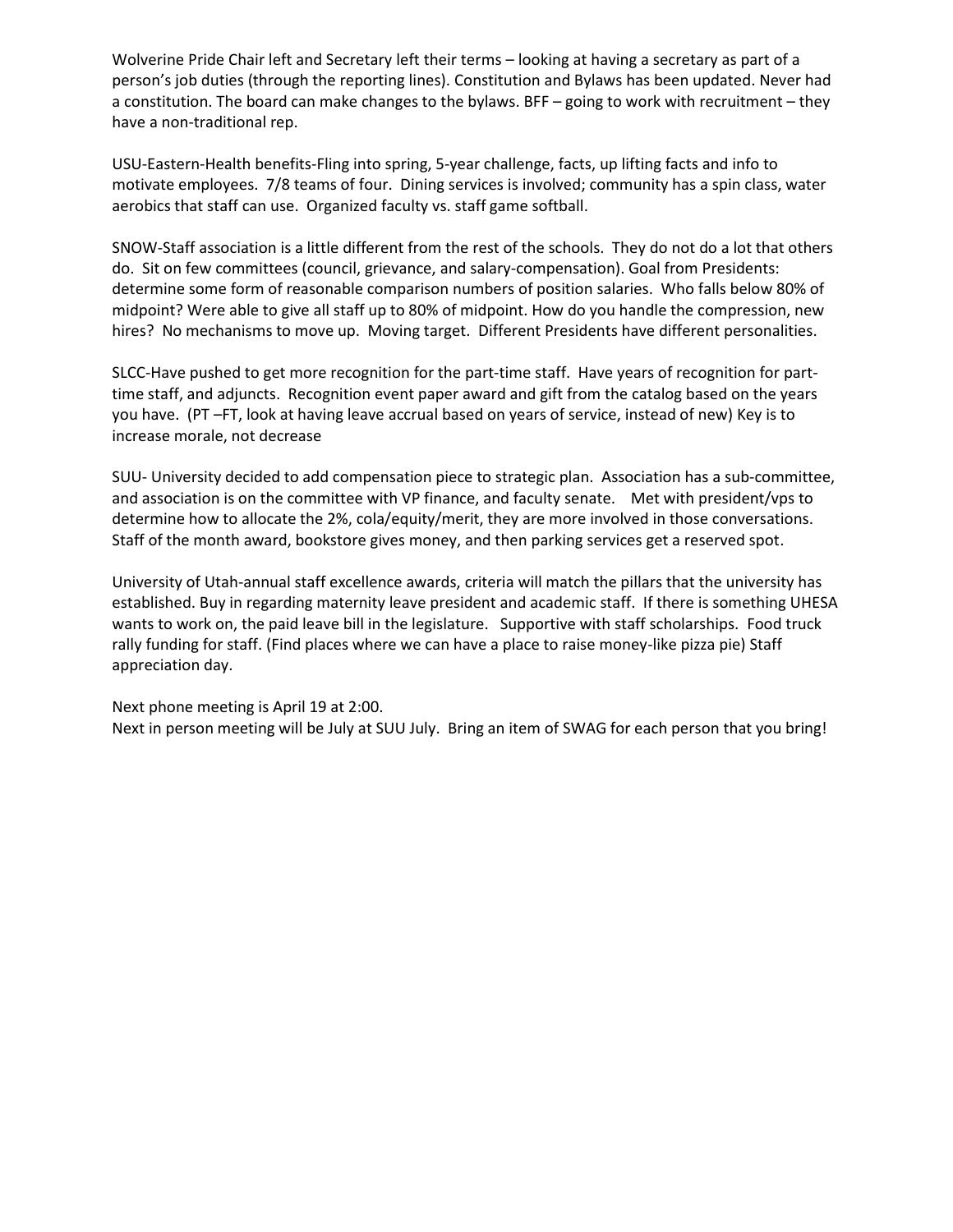Wolverine Pride Chair left and Secretary left their terms – looking at having a secretary as part of a person's job duties (through the reporting lines). Constitution and Bylaws has been updated. Never had a constitution. The board can make changes to the bylaws. BFF – going to work with recruitment – they have a non-traditional rep.

USU-Eastern-Health benefits-Fling into spring, 5-year challenge, facts, up lifting facts and info to motivate employees. 7/8 teams of four. Dining services is involved; community has a spin class, water aerobics that staff can use. Organized faculty vs. staff game softball.

SNOW-Staff association is a little different from the rest of the schools. They do not do a lot that others do. Sit on few committees (council, grievance, and salary-compensation). Goal from Presidents: determine some form of reasonable comparison numbers of position salaries. Who falls below 80% of midpoint? Were able to give all staff up to 80% of midpoint. How do you handle the compression, new hires? No mechanisms to move up. Moving target. Different Presidents have different personalities.

SLCC-Have pushed to get more recognition for the part-time staff. Have years of recognition for part-time staff, and adjuncts. Recognition event paper award and gift from the catalog based on the years you have. (PT –FT, look at having leave accrual based on years of service, instead of new) Key is to increase morale, not decrease

SUU- University decided to add compensation piece to strategic plan. Association has a sub-committee, and association is on the committee with VP finance, and faculty senate. Met with president/vps to determine how to allocate the 2%, cola/equity/merit, they are more involved in those conversations. Staff of the month award, bookstore gives money, and then parking services get a reserved spot.

University of Utah-annual staff excellence awards, criteria will match the pillars that the university has established. Buy in regarding maternity leave president and academic staff. If there is something UHESA wants to work on, the paid leave bill in the legislature. Supportive with staff scholarships. Food truck rally funding for staff. (Find places where we can have a place to raise money-like pizza pie) Staff appreciation day.

Next phone meeting is April 19 at 2:00.
Next in person meeting will be July at SUU July. Bring an item of SWAG for each person that you bring!